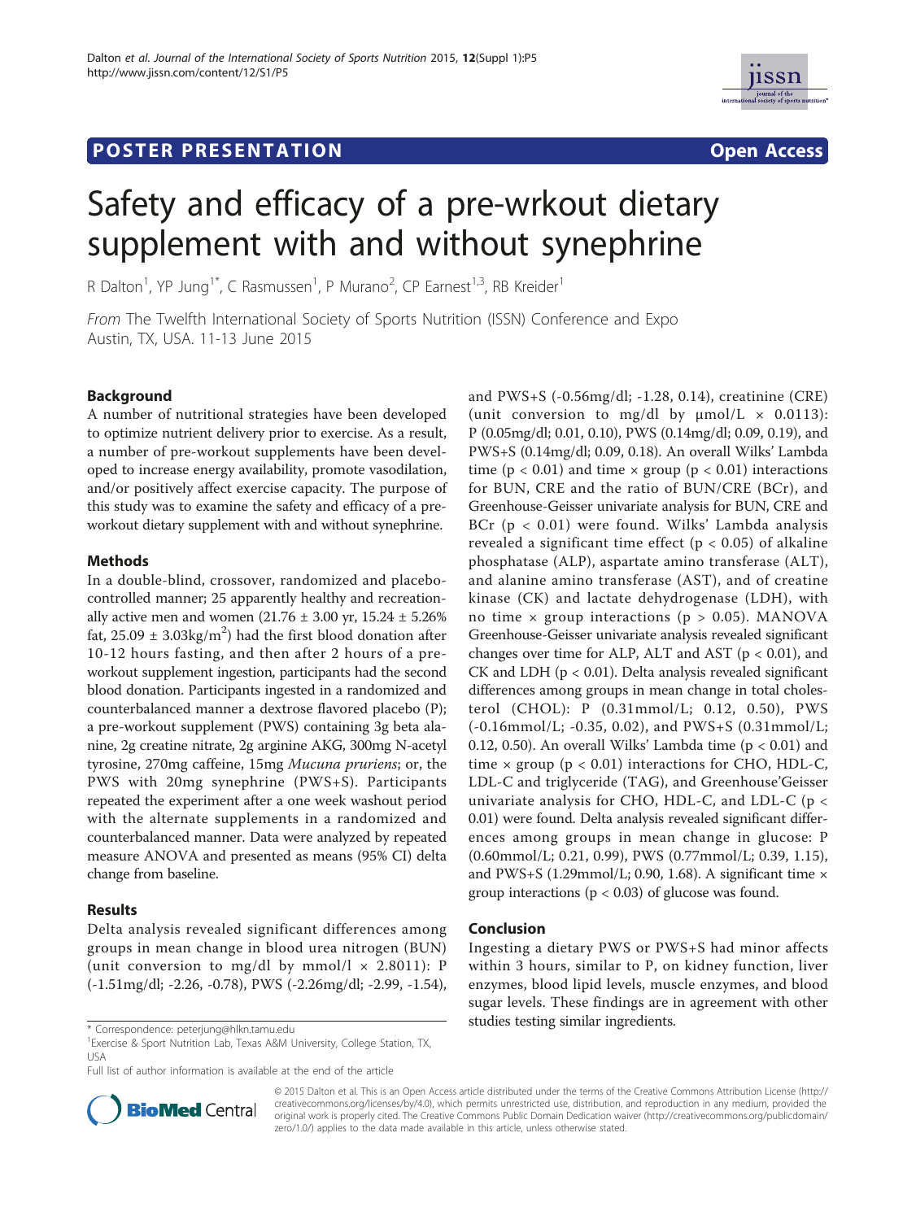POSTER PRESENTATION Open Access

# Safety and efficacy of a pre-wrkout dietary supplement with and without synephrine

R Dalton[1], YP Jung[1*], C Rasmussen[1], P Murano[2], CP Earnest[1,3], RB Kreider[1]

*From* The Twelfth International Society of Sports Nutrition (ISSN) Conference and Expo
Austin, TX, USA. 11-13 June 2015

## Background

A number of nutritional strategies have been developed to optimize nutrient delivery prior to exercise. As a result, a number of pre-workout supplements have been developed to increase energy availability, promote vasodilation, and/or positively affect exercise capacity. The purpose of this study was to examine the safety and efficacy of a pre-workout dietary supplement with and without synephrine.

## Methods

In a double-blind, crossover, randomized and placebo-controlled manner; 25 apparently healthy and recreationally active men and women (21.76 ± 3.00 yr, 15.24 ± 5.26% fat, 25.09 ± 3.03kg/m$^2$) had the first blood donation after 10-12 hours fasting, and then after 2 hours of a pre-workout supplement ingestion, participants had the second blood donation. Participants ingested in a randomized and counterbalanced manner a dextrose flavored placebo (P); a pre-workout supplement (PWS) containing 3g beta alanine, 2g creatine nitrate, 2g arginine AKG, 300mg N-acetyl tyrosine, 270mg caffeine, 15mg *Mucuna pruriens*; or, the PWS with 20mg synephrine (PWS+S). Participants repeated the experiment after a one week washout period with the alternate supplements in a randomized and counterbalanced manner. Data were analyzed by repeated measure ANOVA and presented as means (95% CI) delta change from baseline.

## Results

Delta analysis revealed significant differences among groups in mean change in blood urea nitrogen (BUN) (unit conversion to mg/dl by mmol/l × 2.8011): P (-1.51mg/dl; -2.26, -0.78), PWS (-2.26mg/dl; -2.99, -1.54), and PWS+S (-0.56mg/dl; -1.28, 0.14), creatinine (CRE) (unit conversion to mg/dl by μmol/L × 0.0113): P (0.05mg/dl; 0.01, 0.10), PWS (0.14mg/dl; 0.09, 0.19), and PWS+S (0.14mg/dl; 0.09, 0.18). An overall Wilks' Lambda time ($p < 0.01$) and time × group ($p < 0.01$) interactions for BUN, CRE and the ratio of BUN/CRE (BCr), and Greenhouse-Geisser univariate analysis for BUN, CRE and BCr ($p < 0.01$) were found. Wilks' Lambda analysis revealed a significant time effect ($p < 0.05$) of alkaline phosphatase (ALP), aspartate amino transferase (ALT), and alanine amino transferase (AST), and of creatine kinase (CK) and lactate dehydrogenase (LDH), with no time × group interactions ($p > 0.05$). MANOVA Greenhouse-Geisser univariate analysis revealed significant changes over time for ALP, ALT and AST ($p < 0.01$), and CK and LDH ($p < 0.01$). Delta analysis revealed significant differences among groups in mean change in total cholesterol (CHOL): P (0.31mmol/L; 0.12, 0.50), PWS (-0.16mmol/L; -0.35, 0.02), and PWS+S (0.31mmol/L; 0.12, 0.50). An overall Wilks' Lambda time ($p < 0.01$) and time × group ($p < 0.01$) interactions for CHO, HDL-C, LDL-C and triglyceride (TAG), and Greenhouse'Geisser univariate analysis for CHO, HDL-C, and LDL-C ($p < 0.01$) were found. Delta analysis revealed significant differences among groups in mean change in glucose: P (0.60mmol/L; 0.21, 0.99), PWS (0.77mmol/L; 0.39, 1.15), and PWS+S (1.29mmol/L; 0.90, 1.68). A significant time × group interactions ($p < 0.03$) of glucose was found.

## Conclusion

Ingesting a dietary PWS or PWS+S had minor affects within 3 hours, similar to P, on kidney function, liver enzymes, blood lipid levels, muscle enzymes, and blood sugar levels. These findings are in agreement with other studies testing similar ingredients.

\* Correspondence: peterjung@hlkn.tamu.edu
[1]Exercise & Sport Nutrition Lab, Texas A&M University, College Station, TX, USA
Full list of author information is available at the end of the article

© 2015 Dalton et al. This is an Open Access article distributed under the terms of the Creative Commons Attribution License (http://creativecommons.org/licenses/by/4.0), which permits unrestricted use, distribution, and reproduction in any medium, provided the original work is properly cited. The Creative Commons Public Domain Dedication waiver (http://creativecommons.org/publicdomain/zero/1.0/) applies to the data made available in this article, unless otherwise stated.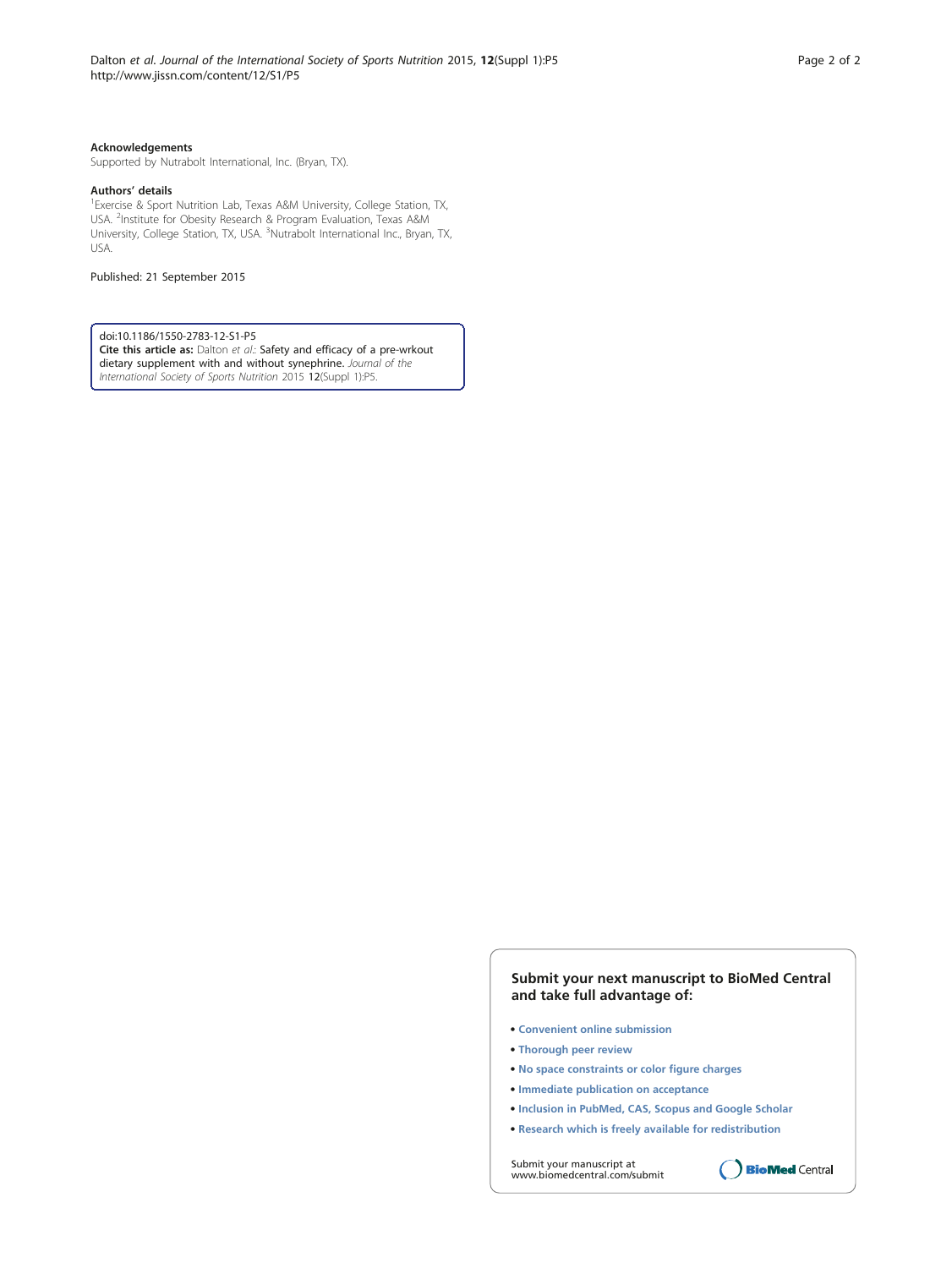#### Acknowledgements

Supported by Nutrabolt International, Inc. (Bryan, TX).

#### Authors' details

[1]Exercise & Sport Nutrition Lab, Texas A&M University, College Station, TX, USA. [2]Institute for Obesity Research & Program Evaluation, Texas A&M University, College Station, TX, USA. [3]Nutrabolt International Inc., Bryan, TX, USA.

Published: 21 September 2015

doi:10.1186/1550-2783-12-S1-P5
**Cite this article as:** Dalton *et al.*: Safety and efficacy of a pre-wrkout dietary supplement with and without synephrine. *Journal of the International Society of Sports Nutrition* 2015 **12**(Suppl 1):P5.

**Submit your next manuscript to BioMed Central and take full advantage of:**

- **Convenient online submission**
- **Thorough peer review**
- **No space constraints or color figure charges**
- **Immediate publication on acceptance**
- **Inclusion in PubMed, CAS, Scopus and Google Scholar**
- **Research which is freely available for redistribution**

Submit your manuscript at
www.biomedcentral.com/submit

BioMed Central